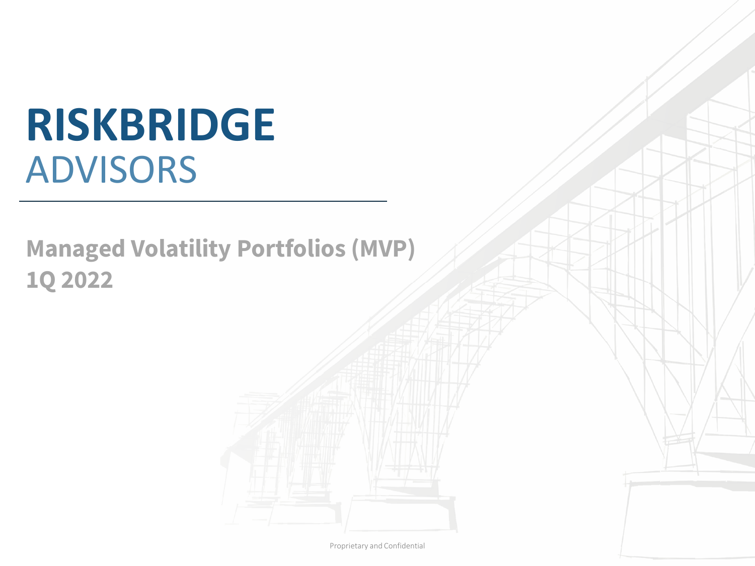# RISKBRIDGE
## ADVISORS

**Managed Volatility Portfolios (MVP)**
**1Q 2022**

Proprietary and Confidential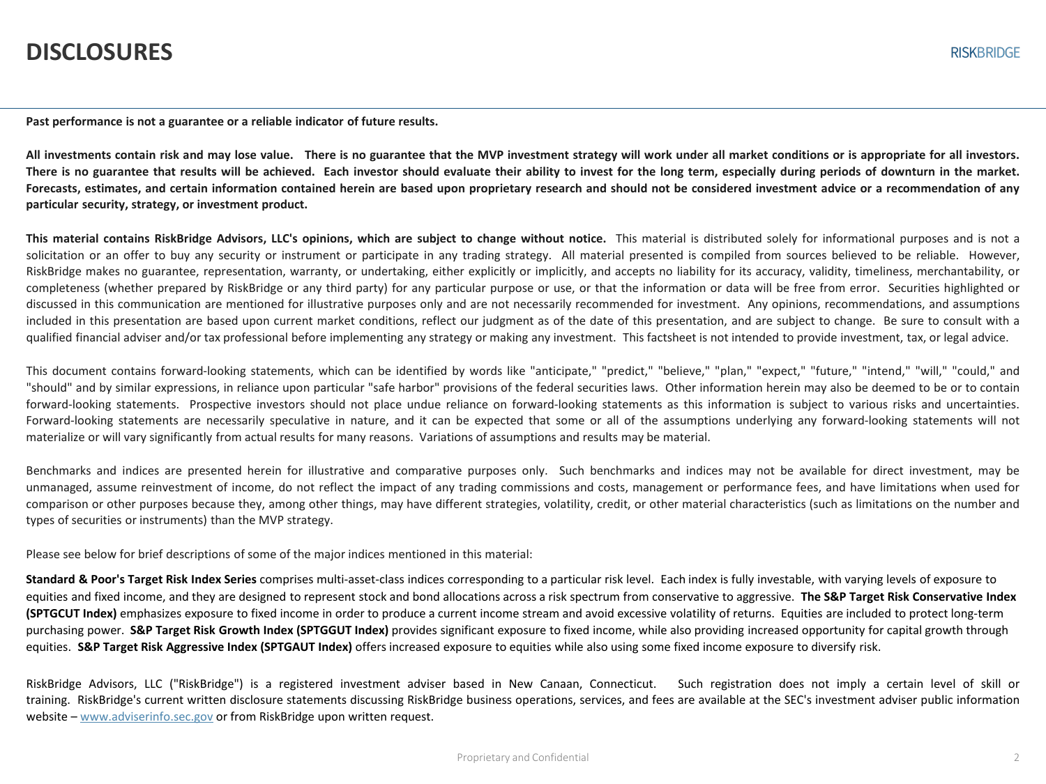# DISCLOSURES

**Past performance is not a guarantee or a reliable indicator of future results.**

**All investments contain risk and may lose value. There is no guarantee that the MVP investment strategy will work under all market conditions or is appropriate for all investors. There is no guarantee that results will be achieved. Each investor should evaluate their ability to invest for the long term, especially during periods of downturn in the market. Forecasts, estimates, and certain information contained herein are based upon proprietary research and should not be considered investment advice or a recommendation of any particular security, strategy, or investment product.**

**This material contains RiskBridge Advisors, LLC's opinions, which are subject to change without notice.** This material is distributed solely for informational purposes and is not a solicitation or an offer to buy any security or instrument or participate in any trading strategy. All material presented is compiled from sources believed to be reliable. However, RiskBridge makes no guarantee, representation, warranty, or undertaking, either explicitly or implicitly, and accepts no liability for its accuracy, validity, timeliness, merchantability, or completeness (whether prepared by RiskBridge or any third party) for any particular purpose or use, or that the information or data will be free from error. Securities highlighted or discussed in this communication are mentioned for illustrative purposes only and are not necessarily recommended for investment. Any opinions, recommendations, and assumptions included in this presentation are based upon current market conditions, reflect our judgment as of the date of this presentation, and are subject to change. Be sure to consult with a qualified financial adviser and/or tax professional before implementing any strategy or making any investment. This factsheet is not intended to provide investment, tax, or legal advice.

This document contains forward-looking statements, which can be identified by words like "anticipate," "predict," "believe," "plan," "expect," "future," "intend," "will," "could," and "should" and by similar expressions, in reliance upon particular "safe harbor" provisions of the federal securities laws. Other information herein may also be deemed to be or to contain forward-looking statements. Prospective investors should not place undue reliance on forward-looking statements as this information is subject to various risks and uncertainties. Forward-looking statements are necessarily speculative in nature, and it can be expected that some or all of the assumptions underlying any forward-looking statements will not materialize or will vary significantly from actual results for many reasons. Variations of assumptions and results may be material.

Benchmarks and indices are presented herein for illustrative and comparative purposes only. Such benchmarks and indices may not be available for direct investment, may be unmanaged, assume reinvestment of income, do not reflect the impact of any trading commissions and costs, management or performance fees, and have limitations when used for comparison or other purposes because they, among other things, may have different strategies, volatility, credit, or other material characteristics (such as limitations on the number and types of securities or instruments) than the MVP strategy.

Please see below for brief descriptions of some of the major indices mentioned in this material:

**Standard & Poor's Target Risk Index Series** comprises multi-asset-class indices corresponding to a particular risk level. Each index is fully investable, with varying levels of exposure to equities and fixed income, and they are designed to represent stock and bond allocations across a risk spectrum from conservative to aggressive. **The S&P Target Risk Conservative Index (SPTGCUT Index)** emphasizes exposure to fixed income in order to produce a current income stream and avoid excessive volatility of returns. Equities are included to protect long-term purchasing power. **S&P Target Risk Growth Index (SPTGGUT Index)** provides significant exposure to fixed income, while also providing increased opportunity for capital growth through equities. **S&P Target Risk Aggressive Index (SPTGAUT Index)** offers increased exposure to equities while also using some fixed income exposure to diversify risk.

RiskBridge Advisors, LLC ("RiskBridge") is a registered investment adviser based in New Canaan, Connecticut. Such registration does not imply a certain level of skill or training. RiskBridge's current written disclosure statements discussing RiskBridge business operations, services, and fees are available at the SEC's investment adviser public information website – www.adviserinfo.sec.gov or from RiskBridge upon written request.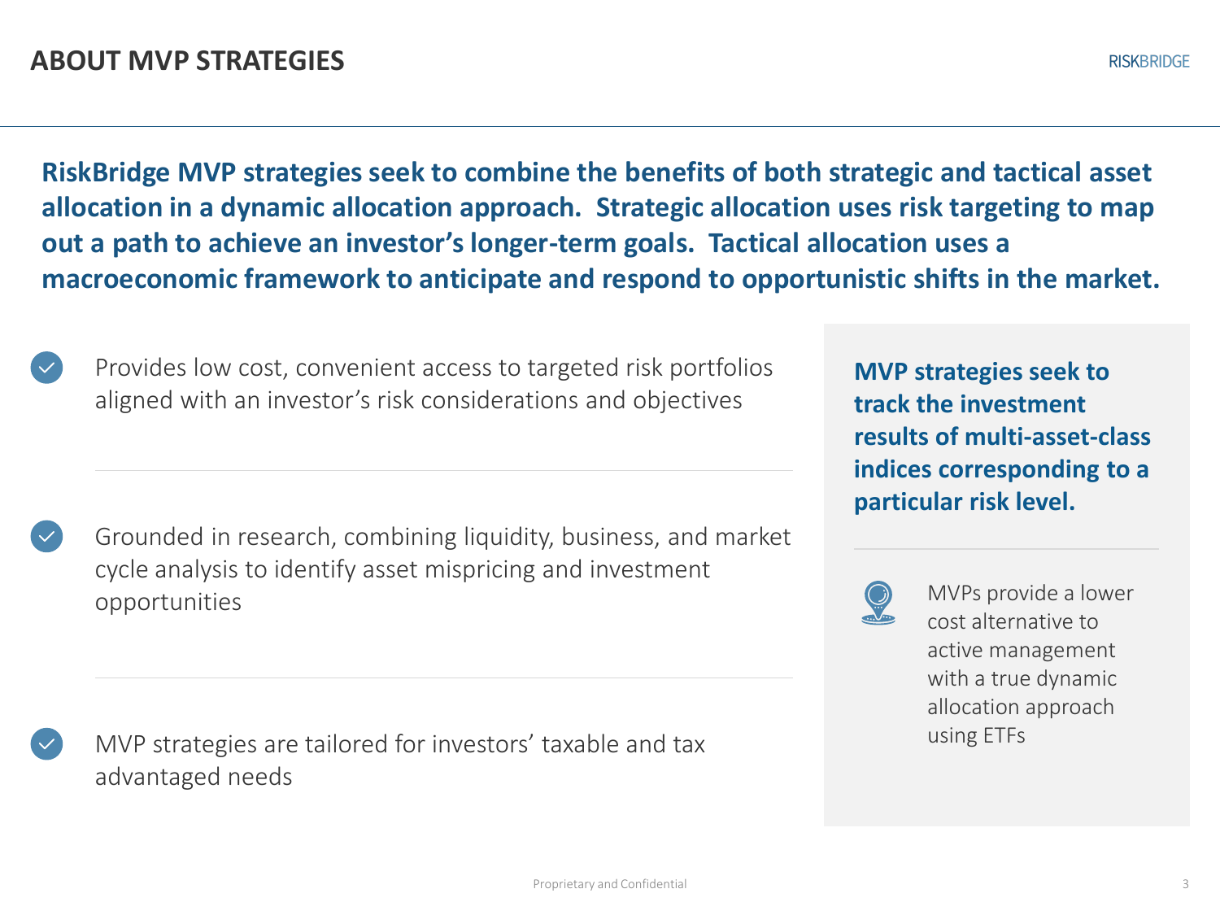# ABOUT MVP STRATEGIES

**RiskBridge MVP strategies seek to combine the benefits of both strategic and tactical asset allocation in a dynamic allocation approach. Strategic allocation uses risk targeting to map out a path to achieve an investor's longer-term goals. Tactical allocation uses a macroeconomic framework to anticipate and respond to opportunistic shifts in the market.**

- Provides low cost, convenient access to targeted risk portfolios aligned with an investor's risk considerations and objectives

- Grounded in research, combining liquidity, business, and market cycle analysis to identify asset mispricing and investment opportunities

- MVP strategies are tailored for investors' taxable and tax advantaged needs

**MVP strategies seek to track the investment results of multi-asset-class indices corresponding to a particular risk level.**

MVPs provide a lower cost alternative to active management with a true dynamic allocation approach using ETFs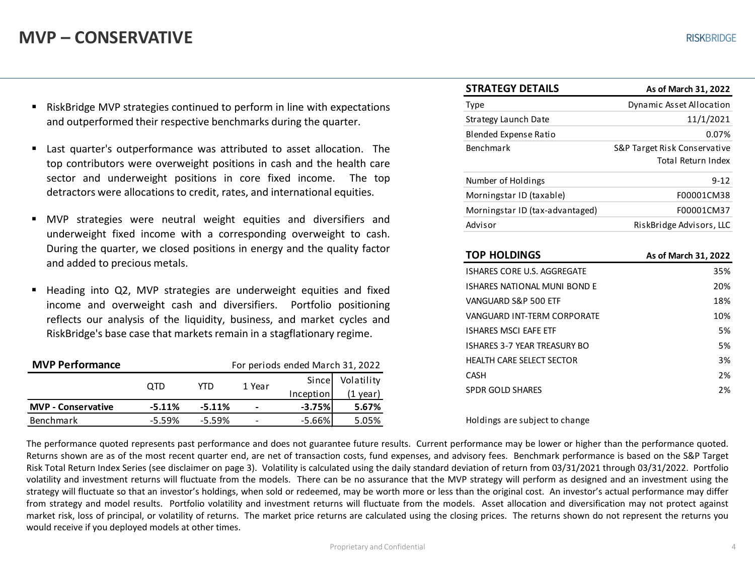# MVP – CONSERVATIVE

RISKBRIDGE

- RiskBridge MVP strategies continued to perform in line with expectations and outperformed their respective benchmarks during the quarter.
- Last quarter's outperformance was attributed to asset allocation. The top contributors were overweight positions in cash and the health care sector and underweight positions in core fixed income. The top detractors were allocations to credit, rates, and international equities.
- MVP strategies were neutral weight equities and diversifiers and underweight fixed income with a corresponding overweight to cash. During the quarter, we closed positions in energy and the quality factor and added to precious metals.
- Heading into Q2, MVP strategies are underweight equities and fixed income and overweight cash and diversifiers. Portfolio positioning reflects our analysis of the liquidity, business, and market cycles and RiskBridge's base case that markets remain in a stagflationary regime.

| **MVP Performance** | For periods ended March 31, 2022 | | | | |
|---|---|---|---|---|---|
| | QTD | YTD | 1 Year | Since Inception | Volatility (1 year) |
| **MVP - Conservative** | **-5.11%** | **-5.11%** | **-** | **-3.75%** | **5.67%** |
| Benchmark | -5.59% | -5.59% | - | -5.66% | 5.05% |

| **STRATEGY DETAILS** | **As of March 31, 2022** |
|---|---|
| Type | Dynamic Asset Allocation |
| Strategy Launch Date | 11/1/2021 |
| Blended Expense Ratio | 0.07% |
| Benchmark | S&P Target Risk Conservative Total Return Index |
| Number of Holdings | 9-12 |
| Morningstar ID (taxable) | F00001CM38 |
| Morningstar ID (tax-advantaged) | F00001CM37 |
| Advisor | RiskBridge Advisors, LLC |

| **TOP HOLDINGS** | **As of March 31, 2022** |
|---|---|
| ISHARES CORE U.S. AGGREGATE | 35% |
| ISHARES NATIONAL MUNI BOND E | 20% |
| VANGUARD S&P 500 ETF | 18% |
| VANGUARD INT-TERM CORPORATE | 10% |
| ISHARES MSCI EAFE ETF | 5% |
| ISHARES 3-7 YEAR TREASURY BO | 5% |
| HEALTH CARE SELECT SECTOR | 3% |
| CASH | 2% |
| SPDR GOLD SHARES | 2% |

Holdings are subject to change

The performance quoted represents past performance and does not guarantee future results. Current performance may be lower or higher than the performance quoted. Returns shown are as of the most recent quarter end, are net of transaction costs, fund expenses, and advisory fees. Benchmark performance is based on the S&P Target Risk Total Return Index Series (see disclaimer on page 3). Volatility is calculated using the daily standard deviation of return from 03/31/2021 through 03/31/2022. Portfolio volatility and investment returns will fluctuate from the models. There can be no assurance that the MVP strategy will perform as designed and an investment using the strategy will fluctuate so that an investor's holdings, when sold or redeemed, may be worth more or less than the original cost. An investor's actual performance may differ from strategy and model results. Portfolio volatility and investment returns will fluctuate from the models. Asset allocation and diversification may not protect against market risk, loss of principal, or volatility of returns. The market price returns are calculated using the closing prices. The returns shown do not represent the returns you would receive if you deployed models at other times.

Proprietary and Confidential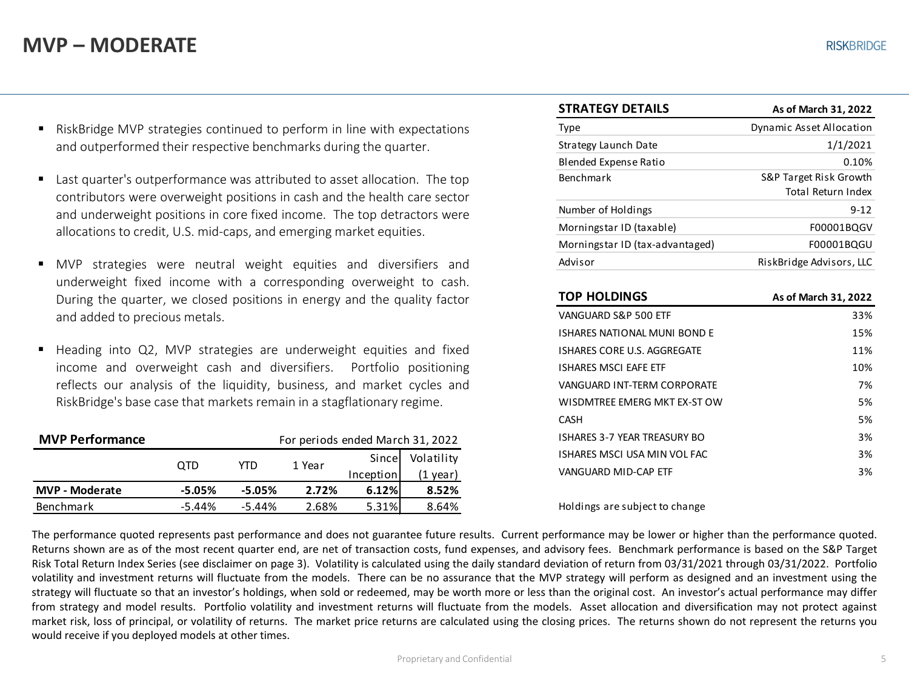# MVP – MODERATE

- RiskBridge MVP strategies continued to perform in line with expectations and outperformed their respective benchmarks during the quarter.
- Last quarter's outperformance was attributed to asset allocation. The top contributors were overweight positions in cash and the health care sector and underweight positions in core fixed income. The top detractors were allocations to credit, U.S. mid-caps, and emerging market equities.
- MVP strategies were neutral weight equities and diversifiers and underweight fixed income with a corresponding overweight to cash. During the quarter, we closed positions in energy and the quality factor and added to precious metals.
- Heading into Q2, MVP strategies are underweight equities and fixed income and overweight cash and diversifiers. Portfolio positioning reflects our analysis of the liquidity, business, and market cycles and RiskBridge's base case that markets remain in a stagflationary regime.

**MVP Performance** — For periods ended March 31, 2022

| | QTD | YTD | 1 Year | Since Inception | Volatility (1 year) |
|---|---|---|---|---|---|
| **MVP - Moderate** | **-5.05%** | **-5.05%** | **2.72%** | **6.12%** | **8.52%** |
| Benchmark | -5.44% | -5.44% | 2.68% | 5.31% | 8.64% |

| **STRATEGY DETAILS** | **As of March 31, 2022** |
|---|---|
| Type | Dynamic Asset Allocation |
| Strategy Launch Date | 1/1/2021 |
| Blended Expense Ratio | 0.10% |
| Benchmark | S&P Target Risk Growth Total Return Index |
| Number of Holdings | 9-12 |
| Morningstar ID (taxable) | F00001BQGV |
| Morningstar ID (tax-advantaged) | F00001BQGU |
| Advisor | RiskBridge Advisors, LLC |

| **TOP HOLDINGS** | **As of March 31, 2022** |
|---|---|
| VANGUARD S&P 500 ETF | 33% |
| ISHARES NATIONAL MUNI BOND E | 15% |
| ISHARES CORE U.S. AGGREGATE | 11% |
| ISHARES MSCI EAFE ETF | 10% |
| VANGUARD INT-TERM CORPORATE | 7% |
| WISDMTREE EMERG MKT EX-ST OW | 5% |
| CASH | 5% |
| ISHARES 3-7 YEAR TREASURY BO | 3% |
| ISHARES MSCI USA MIN VOL FAC | 3% |
| VANGUARD MID-CAP ETF | 3% |

Holdings are subject to change

The performance quoted represents past performance and does not guarantee future results. Current performance may be lower or higher than the performance quoted. Returns shown are as of the most recent quarter end, are net of transaction costs, fund expenses, and advisory fees. Benchmark performance is based on the S&P Target Risk Total Return Index Series (see disclaimer on page 3). Volatility is calculated using the daily standard deviation of return from 03/31/2021 through 03/31/2022. Portfolio volatility and investment returns will fluctuate from the models. There can be no assurance that the MVP strategy will perform as designed and an investment using the strategy will fluctuate so that an investor's holdings, when sold or redeemed, may be worth more or less than the original cost. An investor's actual performance may differ from strategy and model results. Portfolio volatility and investment returns will fluctuate from the models. Asset allocation and diversification may not protect against market risk, loss of principal, or volatility of returns. The market price returns are calculated using the closing prices. The returns shown do not represent the returns you would receive if you deployed models at other times.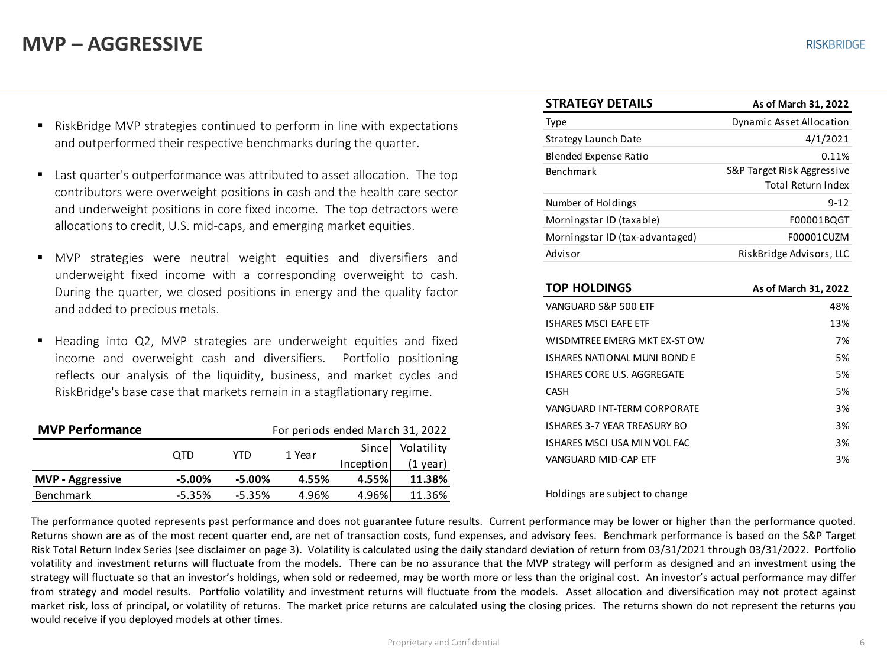# MVP – AGGRESSIVE

- RiskBridge MVP strategies continued to perform in line with expectations and outperformed their respective benchmarks during the quarter.
- Last quarter's outperformance was attributed to asset allocation. The top contributors were overweight positions in cash and the health care sector and underweight positions in core fixed income. The top detractors were allocations to credit, U.S. mid-caps, and emerging market equities.
- MVP strategies were neutral weight equities and diversifiers and underweight fixed income with a corresponding overweight to cash. During the quarter, we closed positions in energy and the quality factor and added to precious metals.
- Heading into Q2, MVP strategies are underweight equities and fixed income and overweight cash and diversifiers. Portfolio positioning reflects our analysis of the liquidity, business, and market cycles and RiskBridge's base case that markets remain in a stagflationary regime.

**MVP Performance** — For periods ended March 31, 2022

| | QTD | YTD | 1 Year | Since Inception | Volatility (1 year) |
|---|---|---|---|---|---|
| **MVP - Aggressive** | **-5.00%** | **-5.00%** | **4.55%** | **4.55%** | **11.38%** |
| Benchmark | -5.35% | -5.35% | 4.96% | 4.96% | 11.36% |

| **STRATEGY DETAILS** | **As of March 31, 2022** |
|---|---|
| Type | Dynamic Asset Allocation |
| Strategy Launch Date | 4/1/2021 |
| Blended Expense Ratio | 0.11% |
| Benchmark | S&P Target Risk Aggressive Total Return Index |
| Number of Holdings | 9-12 |
| Morningstar ID (taxable) | F00001BQGT |
| Morningstar ID (tax-advantaged) | F00001CUZM |
| Advisor | RiskBridge Advisors, LLC |

| **TOP HOLDINGS** | **As of March 31, 2022** |
|---|---|
| VANGUARD S&P 500 ETF | 48% |
| ISHARES MSCI EAFE ETF | 13% |
| WISDMTREE EMERG MKT EX-ST OW | 7% |
| ISHARES NATIONAL MUNI BOND E | 5% |
| ISHARES CORE U.S. AGGREGATE | 5% |
| CASH | 5% |
| VANGUARD INT-TERM CORPORATE | 3% |
| ISHARES 3-7 YEAR TREASURY BO | 3% |
| ISHARES MSCI USA MIN VOL FAC | 3% |
| VANGUARD MID-CAP ETF | 3% |

Holdings are subject to change

The performance quoted represents past performance and does not guarantee future results. Current performance may be lower or higher than the performance quoted. Returns shown are as of the most recent quarter end, are net of transaction costs, fund expenses, and advisory fees. Benchmark performance is based on the S&P Target Risk Total Return Index Series (see disclaimer on page 3). Volatility is calculated using the daily standard deviation of return from 03/31/2021 through 03/31/2022. Portfolio volatility and investment returns will fluctuate from the models. There can be no assurance that the MVP strategy will perform as designed and an investment using the strategy will fluctuate so that an investor's holdings, when sold or redeemed, may be worth more or less than the original cost. An investor's actual performance may differ from strategy and model results. Portfolio volatility and investment returns will fluctuate from the models. Asset allocation and diversification may not protect against market risk, loss of principal, or volatility of returns. The market price returns are calculated using the closing prices. The returns shown do not represent the returns you would receive if you deployed models at other times.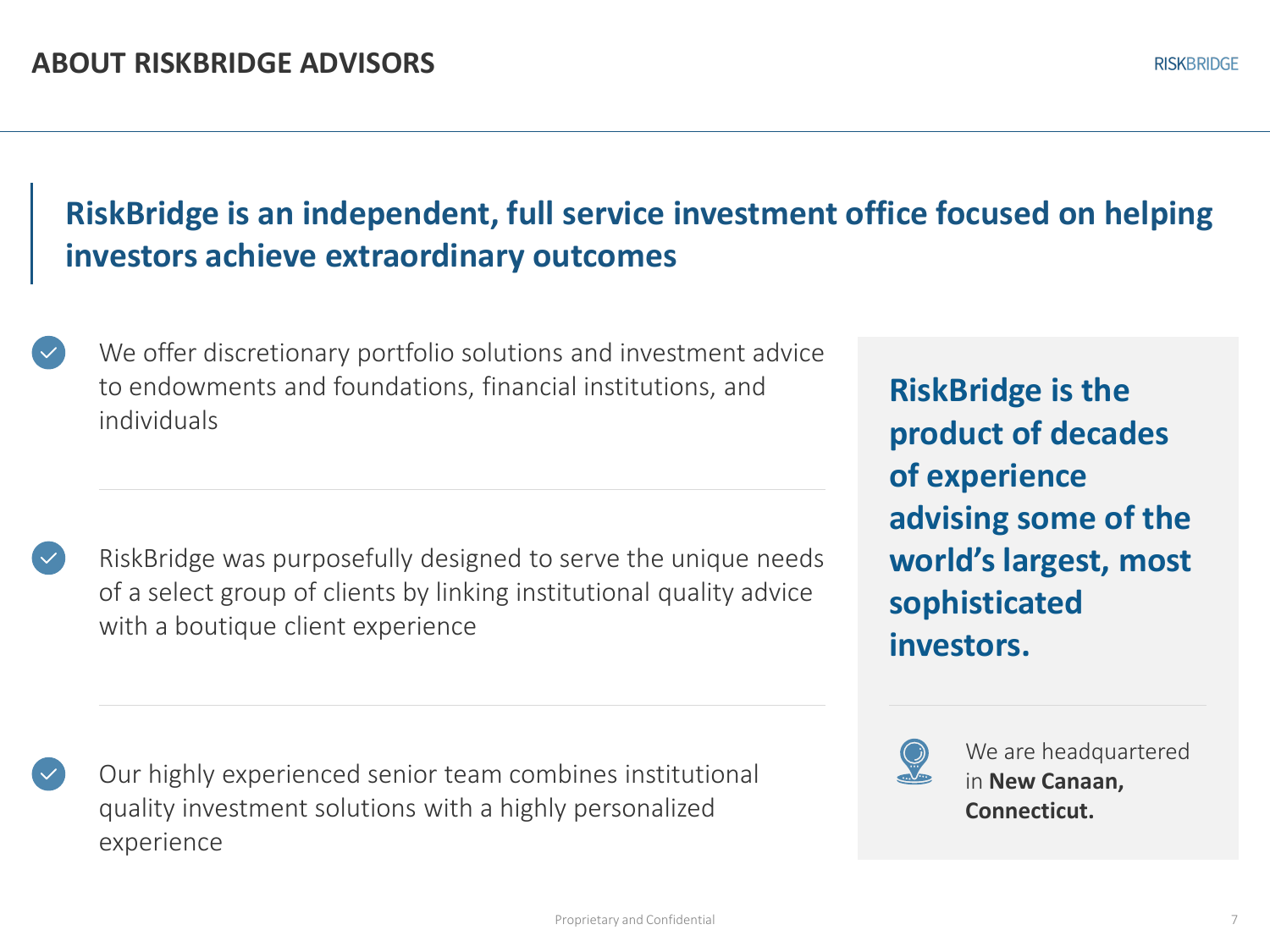# ABOUT RISKBRIDGE ADVISORS

## RiskBridge is an independent, full service investment office focused on helping investors achieve extraordinary outcomes

- We offer discretionary portfolio solutions and investment advice to endowments and foundations, financial institutions, and individuals
- RiskBridge was purposefully designed to serve the unique needs of a select group of clients by linking institutional quality advice with a boutique client experience
- Our highly experienced senior team combines institutional quality investment solutions with a highly personalized experience

**RiskBridge is the product of decades of experience advising some of the world's largest, most sophisticated investors.**

We are headquartered in **New Canaan, Connecticut.**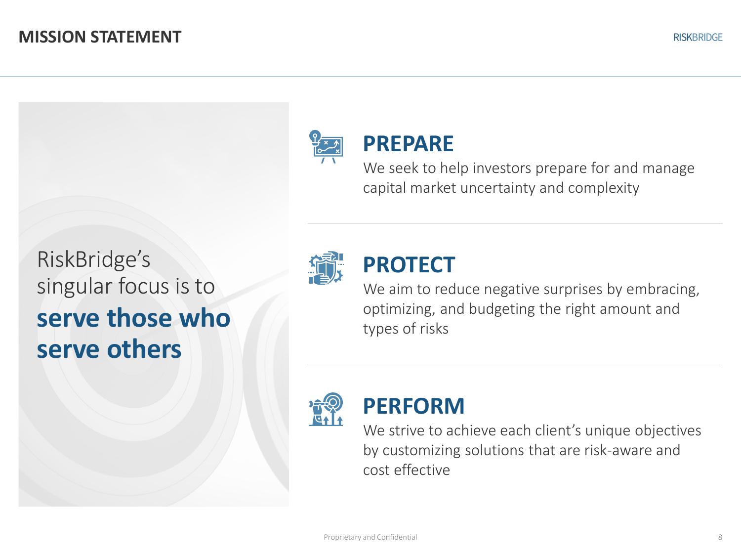# MISSION STATEMENT

RiskBridge's singular focus is to **serve those who serve others**

## PREPARE

We seek to help investors prepare for and manage capital market uncertainty and complexity

## PROTECT

We aim to reduce negative surprises by embracing, optimizing, and budgeting the right amount and types of risks

## PERFORM

We strive to achieve each client's unique objectives by customizing solutions that are risk-aware and cost effective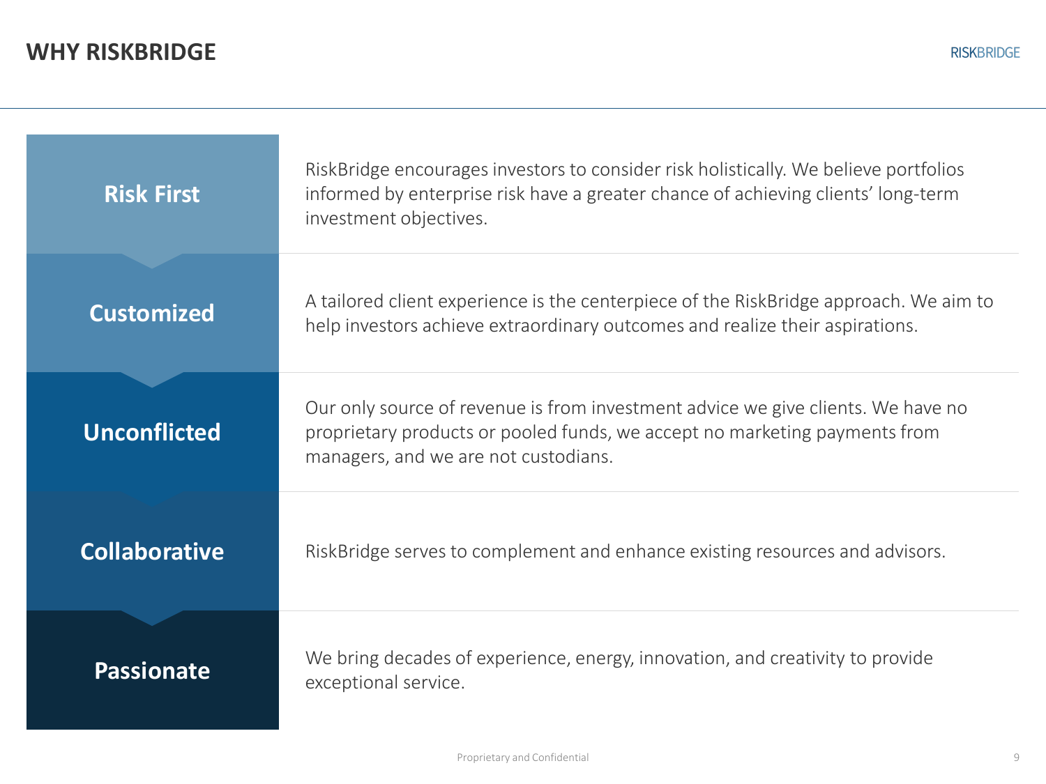# WHY RISKBRIDGE

| | |
|---|---|
| **Risk First** | RiskBridge encourages investors to consider risk holistically. We believe portfolios informed by enterprise risk have a greater chance of achieving clients' long-term investment objectives. |
| **Customized** | A tailored client experience is the centerpiece of the RiskBridge approach. We aim to help investors achieve extraordinary outcomes and realize their aspirations. |
| **Unconflicted** | Our only source of revenue is from investment advice we give clients. We have no proprietary products or pooled funds, we accept no marketing payments from managers, and we are not custodians. |
| **Collaborative** | RiskBridge serves to complement and enhance existing resources and advisors. |
| **Passionate** | We bring decades of experience, energy, innovation, and creativity to provide exceptional service. |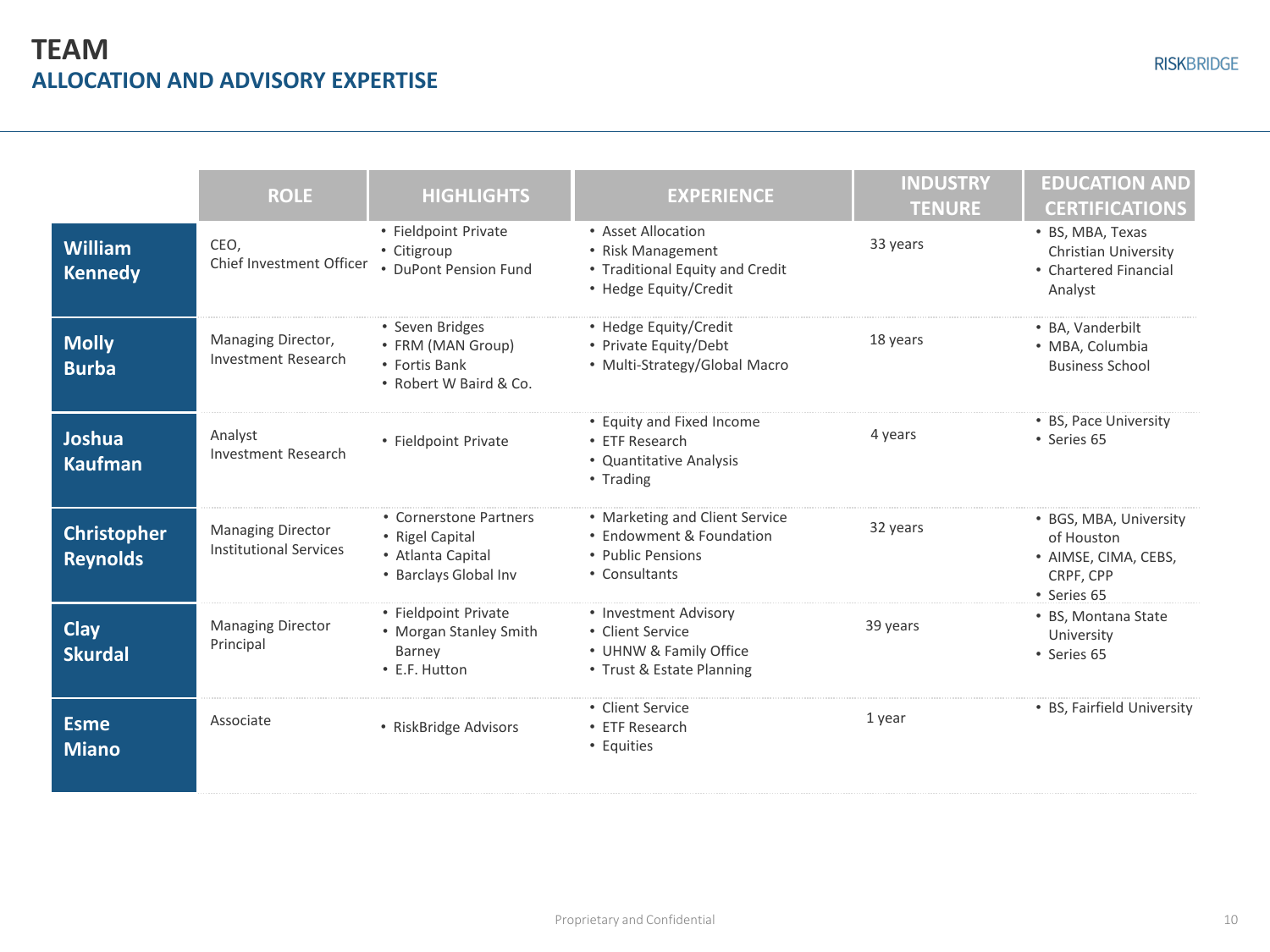# TEAM

## ALLOCATION AND ADVISORY EXPERTISE

| | ROLE | HIGHLIGHTS | EXPERIENCE | INDUSTRY TENURE | EDUCATION AND CERTIFICATIONS |
|---|---|---|---|---|---|
| **William Kennedy** | CEO, Chief Investment Officer | • Fieldpoint Private<br>• Citigroup<br>• DuPont Pension Fund | • Asset Allocation<br>• Risk Management<br>• Traditional Equity and Credit<br>• Hedge Equity/Credit | 33 years | • BS, MBA, Texas Christian University<br>• Chartered Financial Analyst |
| **Molly Burba** | Managing Director, Investment Research | • Seven Bridges<br>• FRM (MAN Group)<br>• Fortis Bank<br>• Robert W Baird & Co. | • Hedge Equity/Credit<br>• Private Equity/Debt<br>• Multi-Strategy/Global Macro | 18 years | • BA, Vanderbilt<br>• MBA, Columbia Business School |
| **Joshua Kaufman** | Analyst Investment Research | • Fieldpoint Private | • Equity and Fixed Income<br>• ETF Research<br>• Quantitative Analysis<br>• Trading | 4 years | • BS, Pace University<br>• Series 65 |
| **Christopher Reynolds** | Managing Director Institutional Services | • Cornerstone Partners<br>• Rigel Capital<br>• Atlanta Capital<br>• Barclays Global Inv | • Marketing and Client Service<br>• Endowment & Foundation<br>• Public Pensions<br>• Consultants | 32 years | • BGS, MBA, University of Houston<br>• AIMSE, CIMA, CEBS, CRPF, CPP<br>• Series 65 |
| **Clay Skurdal** | Managing Director Principal | • Fieldpoint Private<br>• Morgan Stanley Smith Barney<br>• E.F. Hutton | • Investment Advisory<br>• Client Service<br>• UHNW & Family Office<br>• Trust & Estate Planning | 39 years | • BS, Montana State University<br>• Series 65 |
| **Esme Miano** | Associate | • RiskBridge Advisors | • Client Service<br>• ETF Research<br>• Equities | 1 year | • BS, Fairfield University |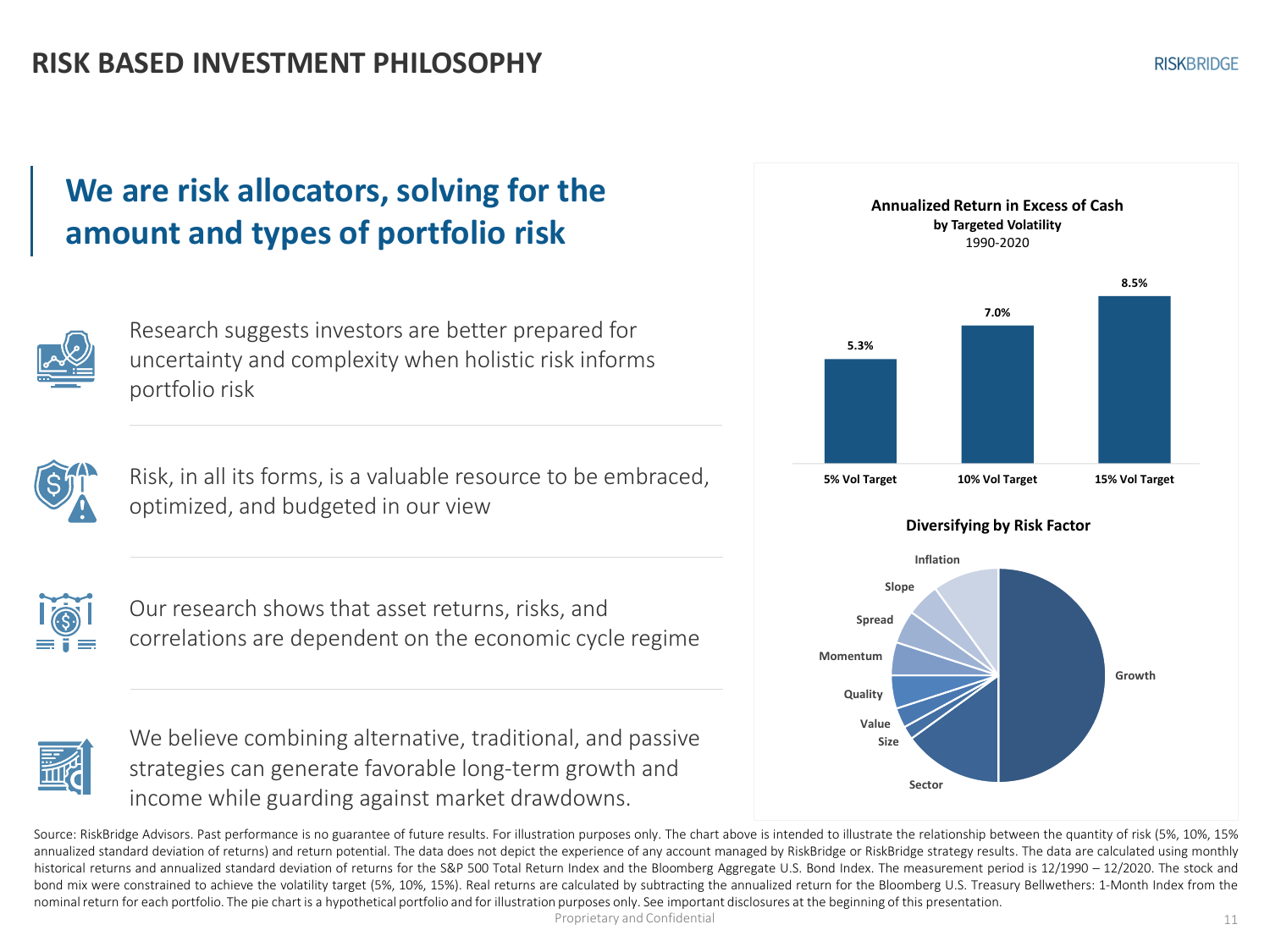# RISK BASED INVESTMENT PHILOSOPHY

## We are risk allocators, solving for the amount and types of portfolio risk

Research suggests investors are better prepared for uncertainty and complexity when holistic risk informs portfolio risk

Risk, in all its forms, is a valuable resource to be embraced, optimized, and budgeted in our view

Our research shows that asset returns, risks, and correlations are dependent on the economic cycle regime

We believe combining alternative, traditional, and passive strategies can generate favorable long-term growth and income while guarding against market drawdowns.

**Annualized Return in Excess of Cash**
**by Targeted Volatility**
1990-2020

| 5% Vol Target | 10% Vol Target | 15% Vol Target |
|---|---|---|
| 5.3% | 7.0% | 8.5% |

**Diversifying by Risk Factor**

Inflation, Slope, Spread, Momentum, Quality, Value, Size, Sector, Growth

Source: RiskBridge Advisors. Past performance is no guarantee of future results. For illustration purposes only. The chart above is intended to illustrate the relationship between the quantity of risk (5%, 10%, 15% annualized standard deviation of returns) and return potential. The data does not depict the experience of any account managed by RiskBridge or RiskBridge strategy results. The data are calculated using monthly historical returns and annualized standard deviation of returns for the S&P 500 Total Return Index and the Bloomberg Aggregate U.S. Bond Index. The measurement period is 12/1990 – 12/2020. The stock and bond mix were constrained to achieve the volatility target (5%, 10%, 15%). Real returns are calculated by subtracting the annualized return for the Bloomberg U.S. Treasury Bellwethers: 1-Month Index from the nominal return for each portfolio. The pie chart is a hypothetical portfolio and for illustration purposes only. See important disclosures at the beginning of this presentation.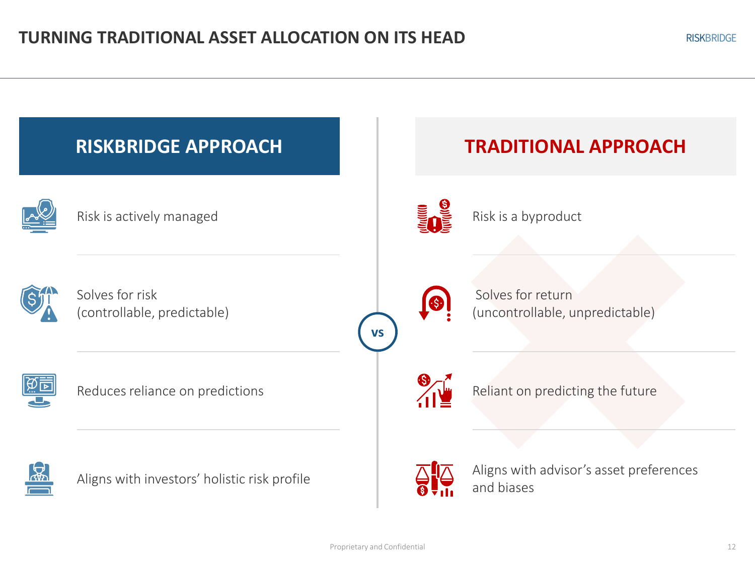# TURNING TRADITIONAL ASSET ALLOCATION ON ITS HEAD

| RISKBRIDGE APPROACH | VS | TRADITIONAL APPROACH |
|---|---|---|
| Risk is actively managed | | Risk is a byproduct |
| Solves for risk (controllable, predictable) | | Solves for return (uncontrollable, unpredictable) |
| Reduces reliance on predictions | | Reliant on predicting the future |
| Aligns with investors' holistic risk profile | | Aligns with advisor's asset preferences and biases |

Proprietary and Confidential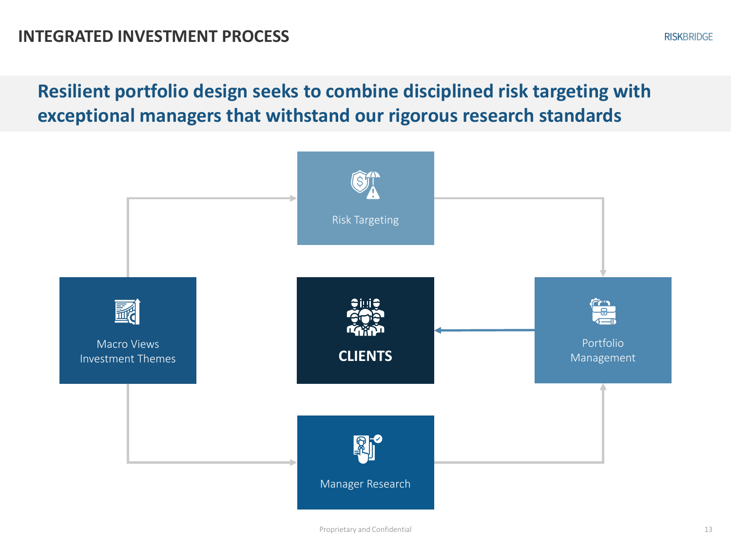# INTEGRATED INVESTMENT PROCESS

## Resilient portfolio design seeks to combine disciplined risk targeting with exceptional managers that withstand our rigorous research standards

Risk Targeting

Macro Views
Investment Themes

**CLIENTS**

Portfolio
Management

Manager Research

Proprietary and Confidential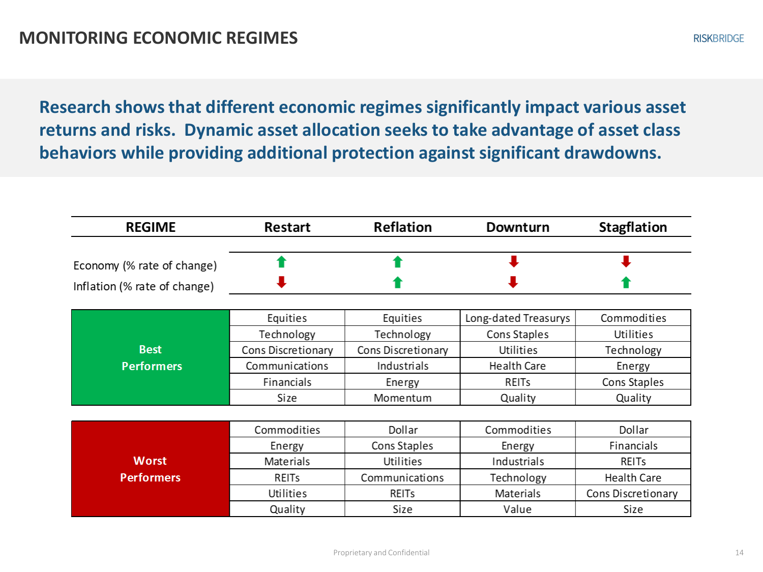# MONITORING ECONOMIC REGIMES

**Research shows that different economic regimes significantly impact various asset returns and risks. Dynamic asset allocation seeks to take advantage of asset class behaviors while providing additional protection against significant drawdowns.**

| REGIME | Restart | Reflation | Downturn | Stagflation |
|---|---|---|---|---|
| Economy (% rate of change) | ↑ | ↑ | ↓ | ↓ |
| Inflation (% rate of change) | ↓ | ↑ | ↓ | ↑ |
| **Best Performers** | Equities | Equities | Long-dated Treasurys | Commodities |
| | Technology | Technology | Cons Staples | Utilities |
| | Cons Discretionary | Cons Discretionary | Utilities | Technology |
| | Communications | Industrials | Health Care | Energy |
| | Financials | Energy | REITs | Cons Staples |
| | Size | Momentum | Quality | Quality |
| **Worst Performers** | Commodities | Dollar | Commodities | Dollar |
| | Energy | Cons Staples | Energy | Financials |
| | Materials | Utilities | Industrials | REITs |
| | REITs | Communications | Technology | Health Care |
| | Utilities | REITs | Materials | Cons Discretionary |
| | Quality | Size | Value | Size |

Proprietary and Confidential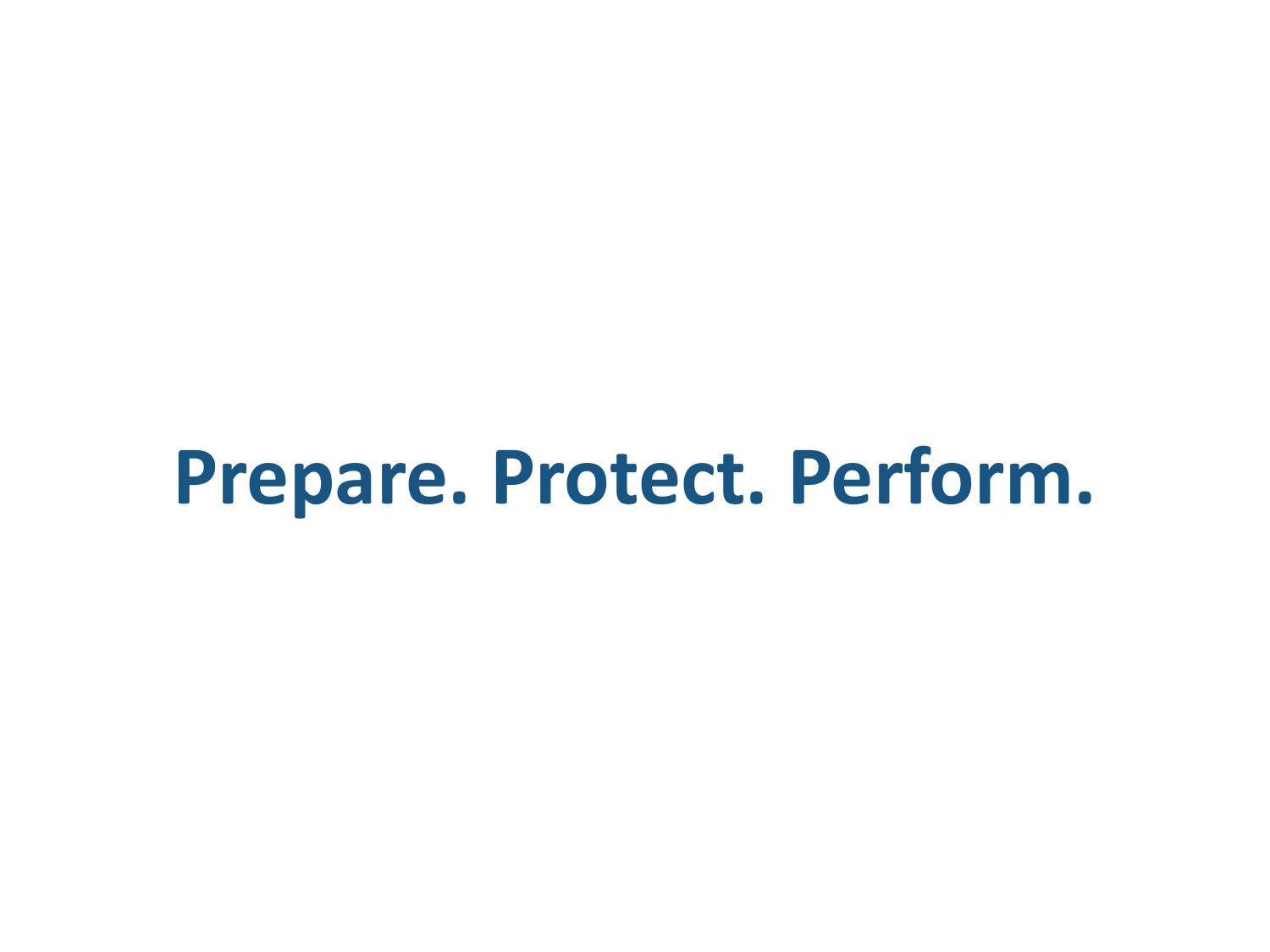**Prepare. Protect. Perform.**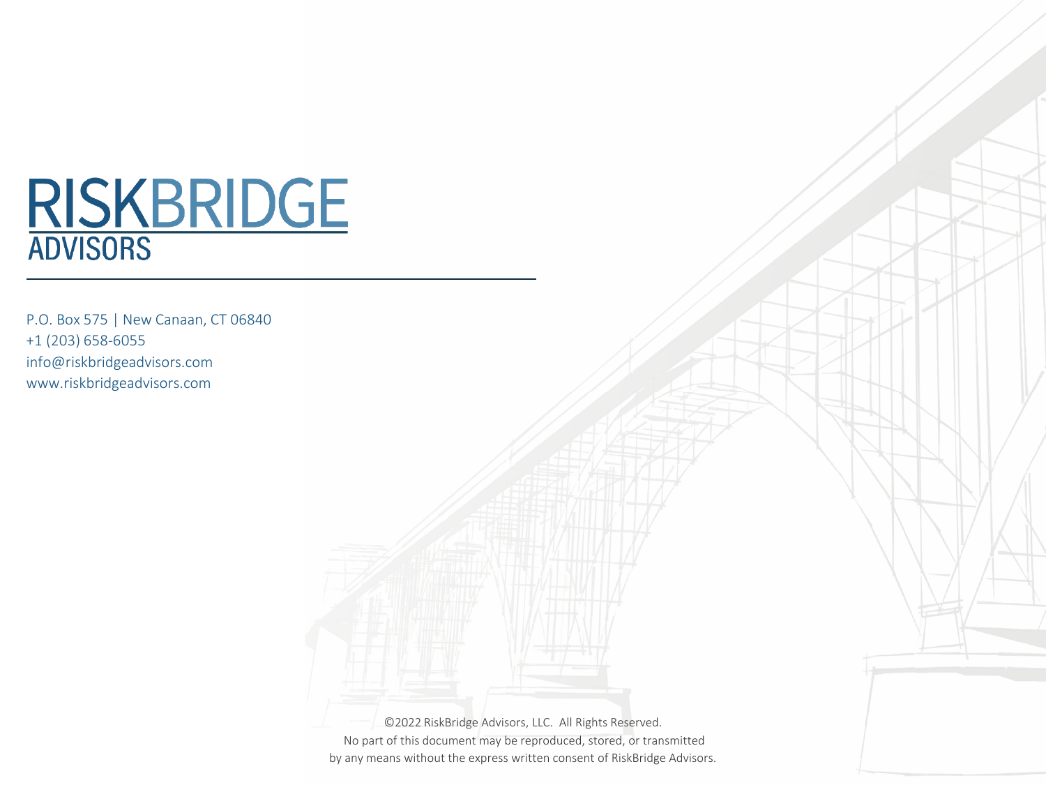# RISKBRIDGE ADVISORS

P.O. Box 575 | New Canaan, CT 06840
+1 (203) 658-6055
info@riskbridgeadvisors.com
www.riskbridgeadvisors.com

©2022 RiskBridge Advisors, LLC. All Rights Reserved.
No part of this document may be reproduced, stored, or transmitted
by any means without the express written consent of RiskBridge Advisors.